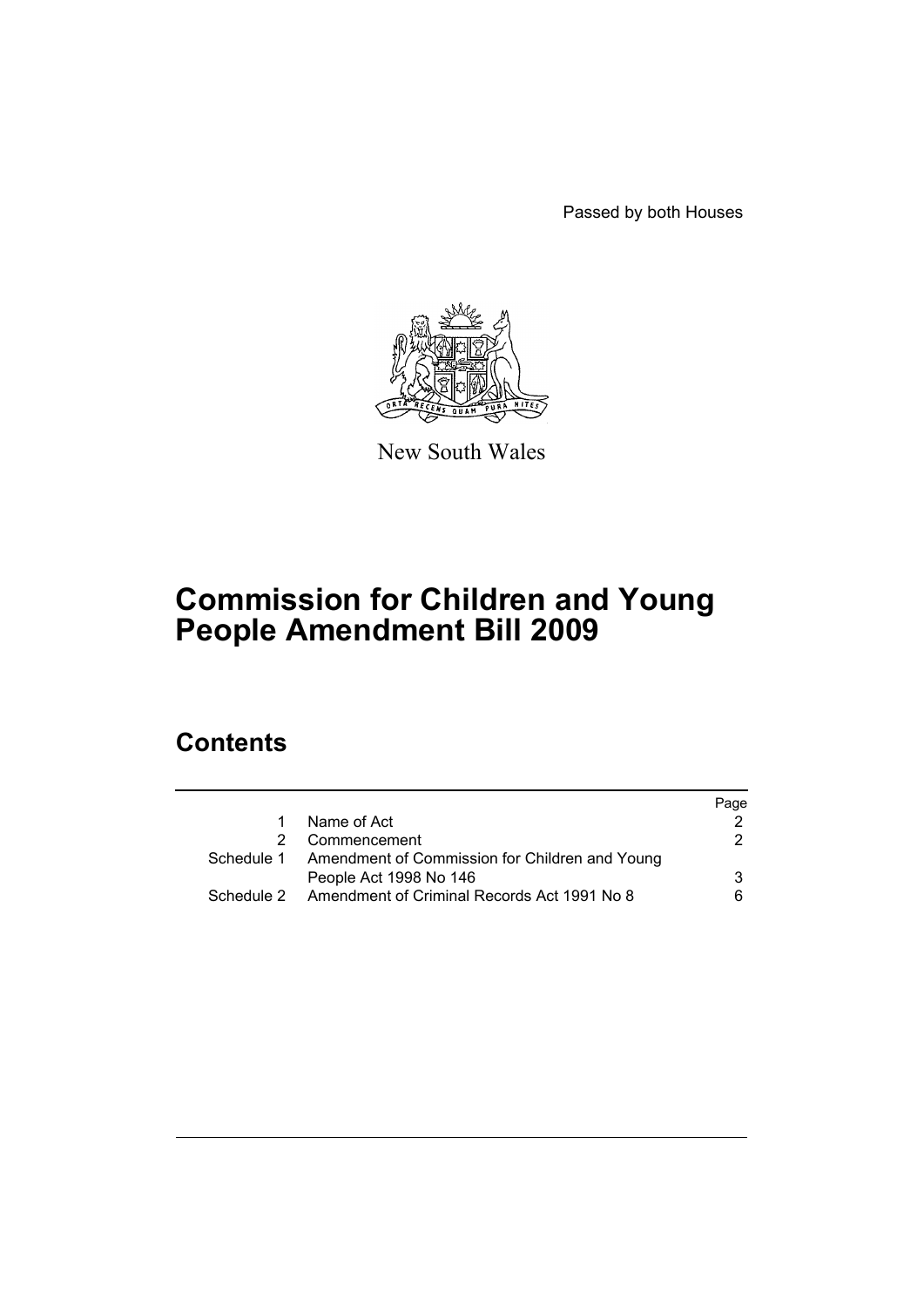Passed by both Houses

New South Wales

# Commission for Children and Young People Amendment Bill 2009

## Contents

| | | Page |
|---|---|---|
| 1 | Name of Act | 2 |
| 2 | Commencement | 2 |
| Schedule 1 | Amendment of Commission for Children and Young People Act 1998 No 146 | 3 |
| Schedule 2 | Amendment of Criminal Records Act 1991 No 8 | 6 |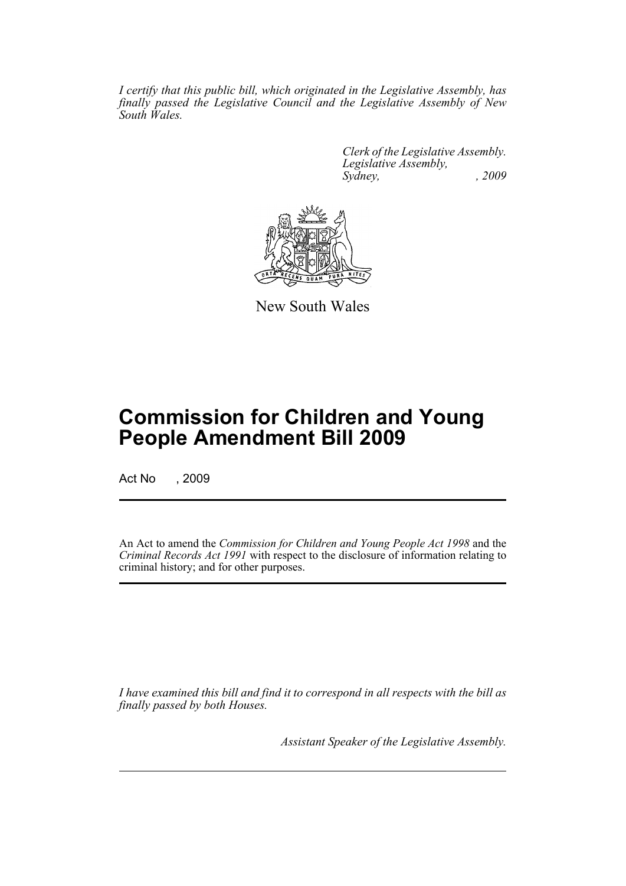*I certify that this public bill, which originated in the Legislative Assembly, has finally passed the Legislative Council and the Legislative Assembly of New South Wales.*

*Clerk of the Legislative Assembly.*
*Legislative Assembly,*
*Sydney, , 2009*

New South Wales

# Commission for Children and Young People Amendment Bill 2009

Act No , 2009

An Act to amend the *Commission for Children and Young People Act 1998* and the *Criminal Records Act 1991* with respect to the disclosure of information relating to criminal history; and for other purposes.

*I have examined this bill and find it to correspond in all respects with the bill as finally passed by both Houses.*

*Assistant Speaker of the Legislative Assembly.*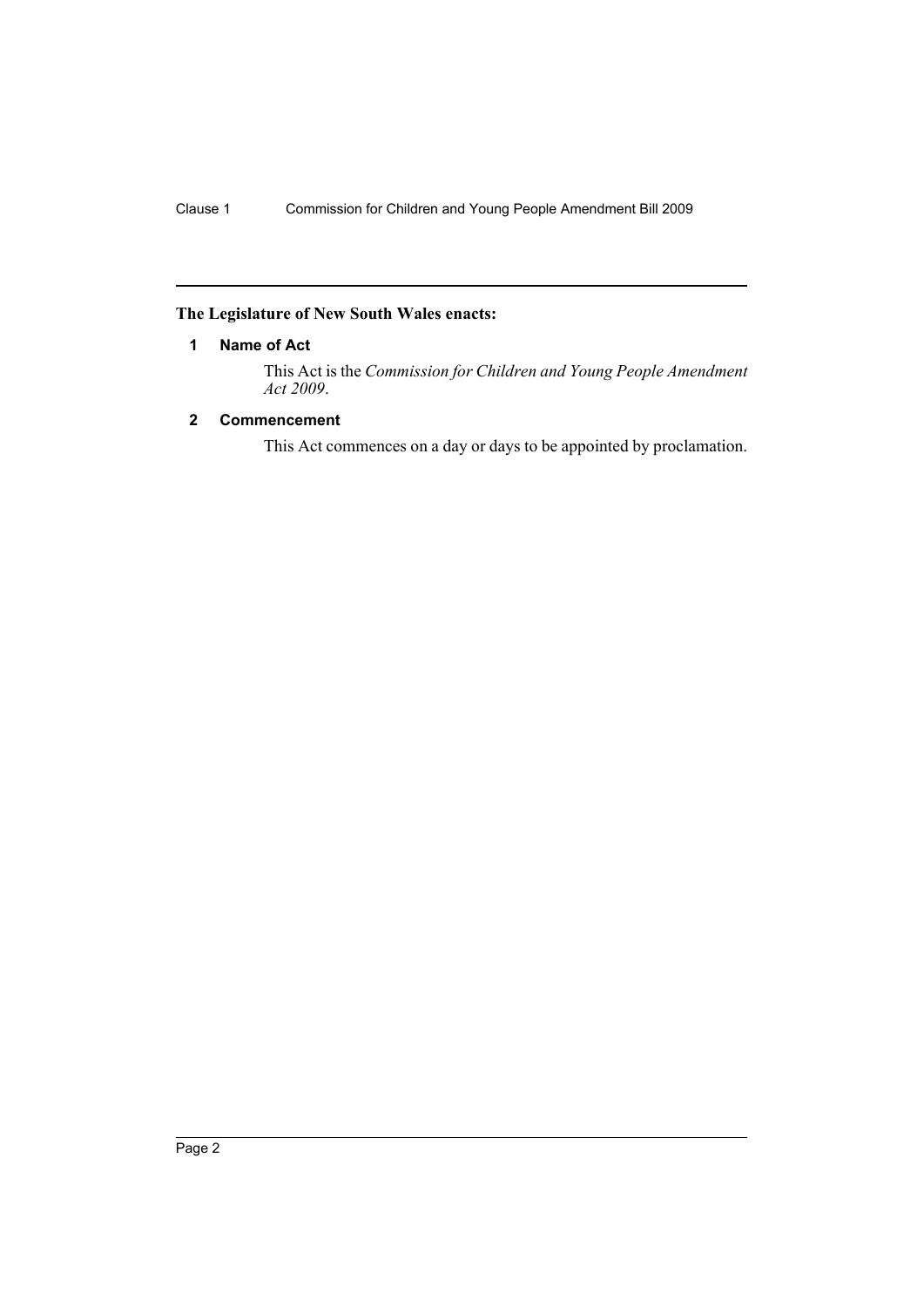**The Legislature of New South Wales enacts:**

### 1 Name of Act

This Act is the *Commission for Children and Young People Amendment Act 2009*.

### 2 Commencement

This Act commences on a day or days to be appointed by proclamation.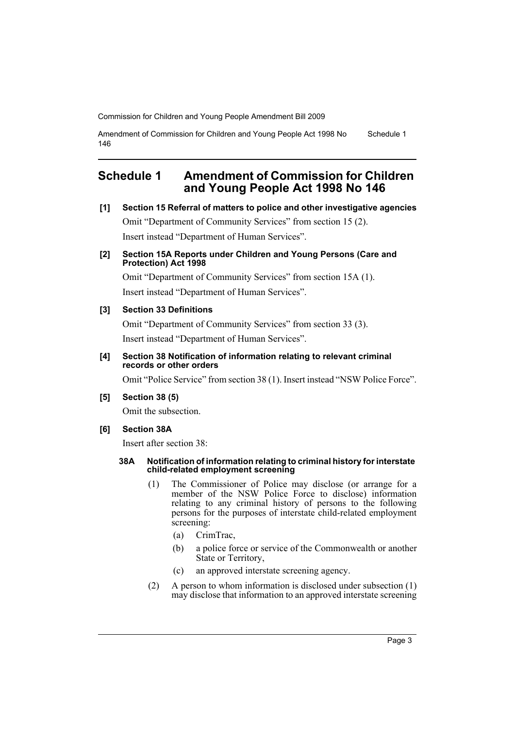## Schedule 1 Amendment of Commission for Children and Young People Act 1998 No 146

**[1] Section 15 Referral of matters to police and other investigative agencies**

Omit "Department of Community Services" from section 15 (2).

Insert instead "Department of Human Services".

**[2] Section 15A Reports under Children and Young Persons (Care and Protection) Act 1998**

Omit "Department of Community Services" from section 15A (1).

Insert instead "Department of Human Services".

**[3] Section 33 Definitions**

Omit "Department of Community Services" from section 33 (3).

Insert instead "Department of Human Services".

**[4] Section 38 Notification of information relating to relevant criminal records or other orders**

Omit "Police Service" from section 38 (1). Insert instead "NSW Police Force".

**[5] Section 38 (5)**

Omit the subsection.

**[6] Section 38A**

Insert after section 38:

**38A Notification of information relating to criminal history for interstate child-related employment screening**

(1) The Commissioner of Police may disclose (or arrange for a member of the NSW Police Force to disclose) information relating to any criminal history of persons to the following persons for the purposes of interstate child-related employment screening:

(a) CrimTrac,

(b) a police force or service of the Commonwealth or another State or Territory,

(c) an approved interstate screening agency.

(2) A person to whom information is disclosed under subsection (1) may disclose that information to an approved interstate screening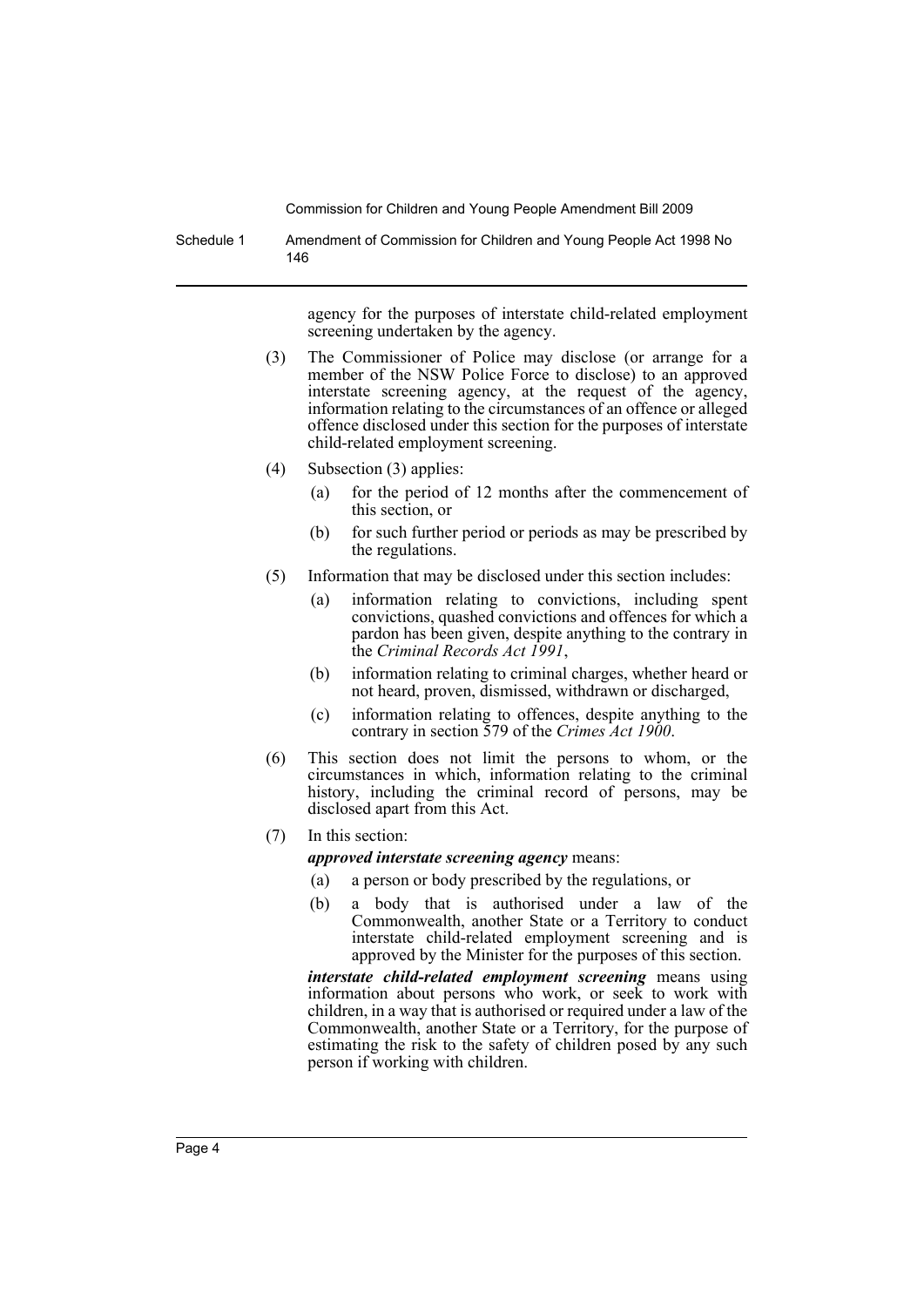agency for the purposes of interstate child-related employment screening undertaken by the agency.

(3) The Commissioner of Police may disclose (or arrange for a member of the NSW Police Force to disclose) to an approved interstate screening agency, at the request of the agency, information relating to the circumstances of an offence or alleged offence disclosed under this section for the purposes of interstate child-related employment screening.

(4) Subsection (3) applies:

- (a) for the period of 12 months after the commencement of this section, or
- (b) for such further period or periods as may be prescribed by the regulations.

(5) Information that may be disclosed under this section includes:

- (a) information relating to convictions, including spent convictions, quashed convictions and offences for which a pardon has been given, despite anything to the contrary in the *Criminal Records Act 1991*,
- (b) information relating to criminal charges, whether heard or not heard, proven, dismissed, withdrawn or discharged,
- (c) information relating to offences, despite anything to the contrary in section 579 of the *Crimes Act 1900*.

(6) This section does not limit the persons to whom, or the circumstances in which, information relating to the criminal history, including the criminal record of persons, may be disclosed apart from this Act.

(7) In this section:

***approved interstate screening agency*** means:

- (a) a person or body prescribed by the regulations, or
- (b) a body that is authorised under a law of the Commonwealth, another State or a Territory to conduct interstate child-related employment screening and is approved by the Minister for the purposes of this section.

***interstate child-related employment screening*** means using information about persons who work, or seek to work with children, in a way that is authorised or required under a law of the Commonwealth, another State or a Territory, for the purpose of estimating the risk to the safety of children posed by any such person if working with children.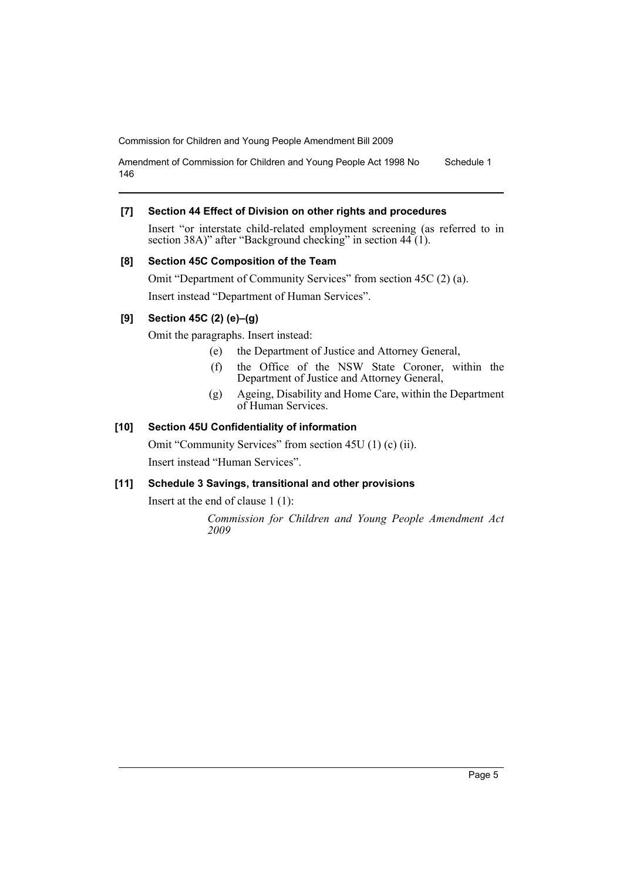**[7] Section 44 Effect of Division on other rights and procedures**

Insert "or interstate child-related employment screening (as referred to in section 38A)" after "Background checking" in section 44 (1).

**[8] Section 45C Composition of the Team**

Omit "Department of Community Services" from section 45C (2) (a).

Insert instead "Department of Human Services".

**[9] Section 45C (2) (e)–(g)**

Omit the paragraphs. Insert instead:

- (e) the Department of Justice and Attorney General,
- (f) the Office of the NSW State Coroner, within the Department of Justice and Attorney General,
- (g) Ageing, Disability and Home Care, within the Department of Human Services.

**[10] Section 45U Confidentiality of information**

Omit "Community Services" from section 45U (1) (c) (ii).

Insert instead "Human Services".

**[11] Schedule 3 Savings, transitional and other provisions**

Insert at the end of clause 1 (1):

*Commission for Children and Young People Amendment Act 2009*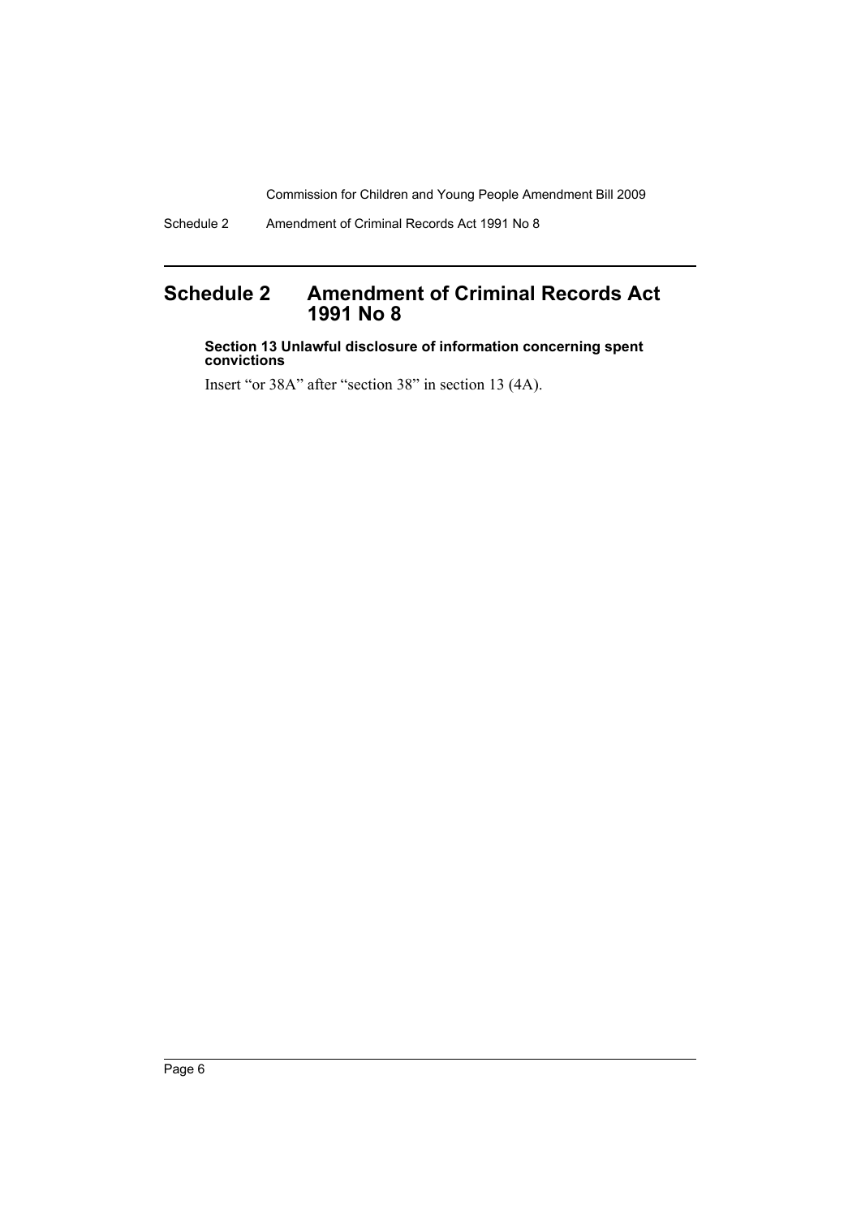## Schedule 2 Amendment of Criminal Records Act 1991 No 8

**Section 13 Unlawful disclosure of information concerning spent convictions**

Insert "or 38A" after "section 38" in section 13 (4A).